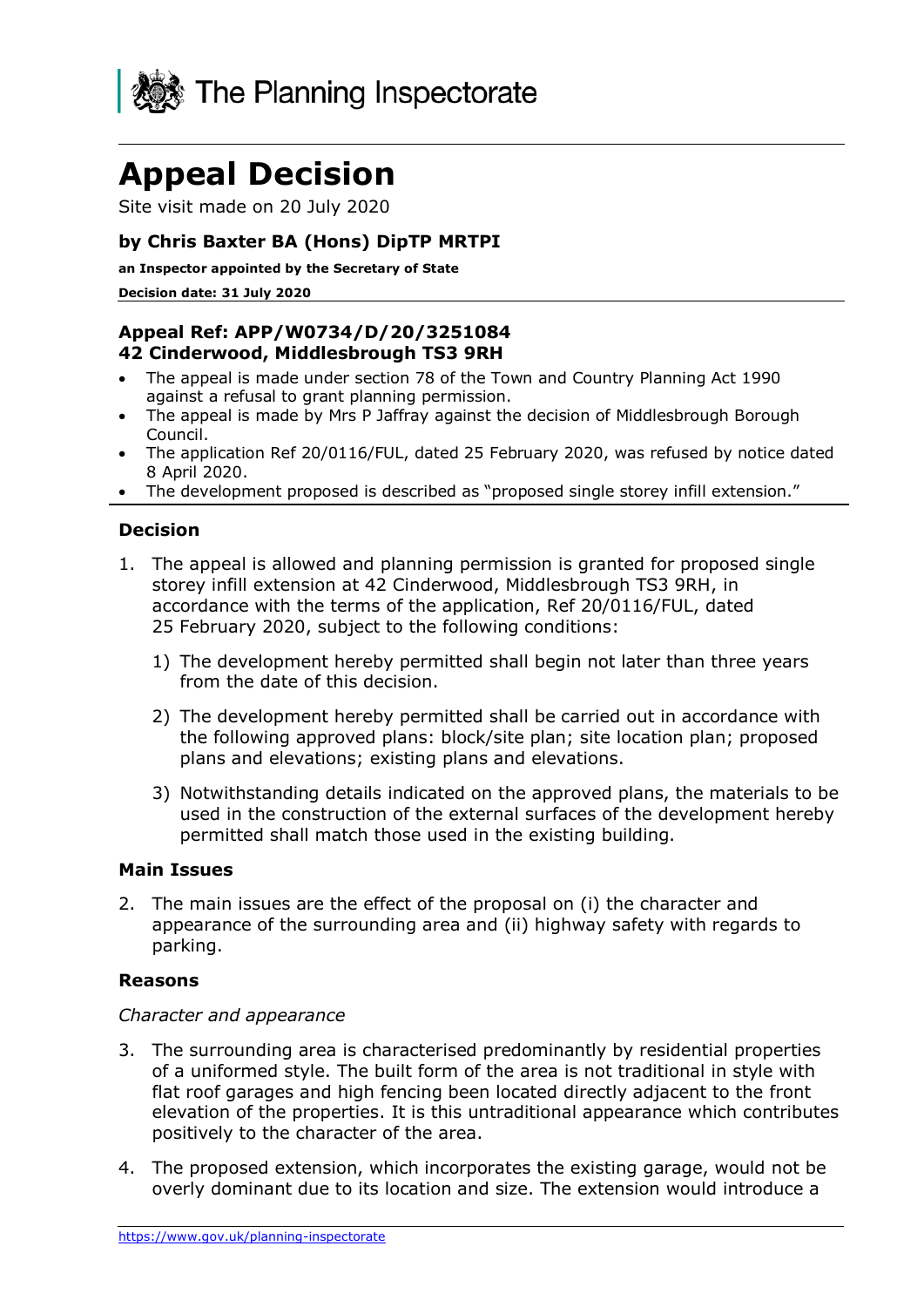The Planning Inspectorate

# Appeal Decision

Site visit made on 20 July 2020

**by Chris Baxter BA (Hons) DipTP MRTPI**

**an Inspector appointed by the Secretary of State**

**Decision date: 31 July 2020**

**Appeal Ref: APP/W0734/D/20/3251084**
**42 Cinderwood, Middlesbrough TS3 9RH**

- The appeal is made under section 78 of the Town and Country Planning Act 1990 against a refusal to grant planning permission.
- The appeal is made by Mrs P Jaffray against the decision of Middlesbrough Borough Council.
- The application Ref 20/0116/FUL, dated 25 February 2020, was refused by notice dated 8 April 2020.
- The development proposed is described as "proposed single storey infill extension."

## Decision

1. The appeal is allowed and planning permission is granted for proposed single storey infill extension at 42 Cinderwood, Middlesbrough TS3 9RH, in accordance with the terms of the application, Ref 20/0116/FUL, dated 25 February 2020, subject to the following conditions:

   1) The development hereby permitted shall begin not later than three years from the date of this decision.

   2) The development hereby permitted shall be carried out in accordance with the following approved plans: block/site plan; site location plan; proposed plans and elevations; existing plans and elevations.

   3) Notwithstanding details indicated on the approved plans, the materials to be used in the construction of the external surfaces of the development hereby permitted shall match those used in the existing building.

## Main Issues

2. The main issues are the effect of the proposal on (i) the character and appearance of the surrounding area and (ii) highway safety with regards to parking.

## Reasons

*Character and appearance*

3. The surrounding area is characterised predominantly by residential properties of a uniformed style. The built form of the area is not traditional in style with flat roof garages and high fencing been located directly adjacent to the front elevation of the properties. It is this untraditional appearance which contributes positively to the character of the area.

4. The proposed extension, which incorporates the existing garage, would not be overly dominant due to its location and size. The extension would introduce a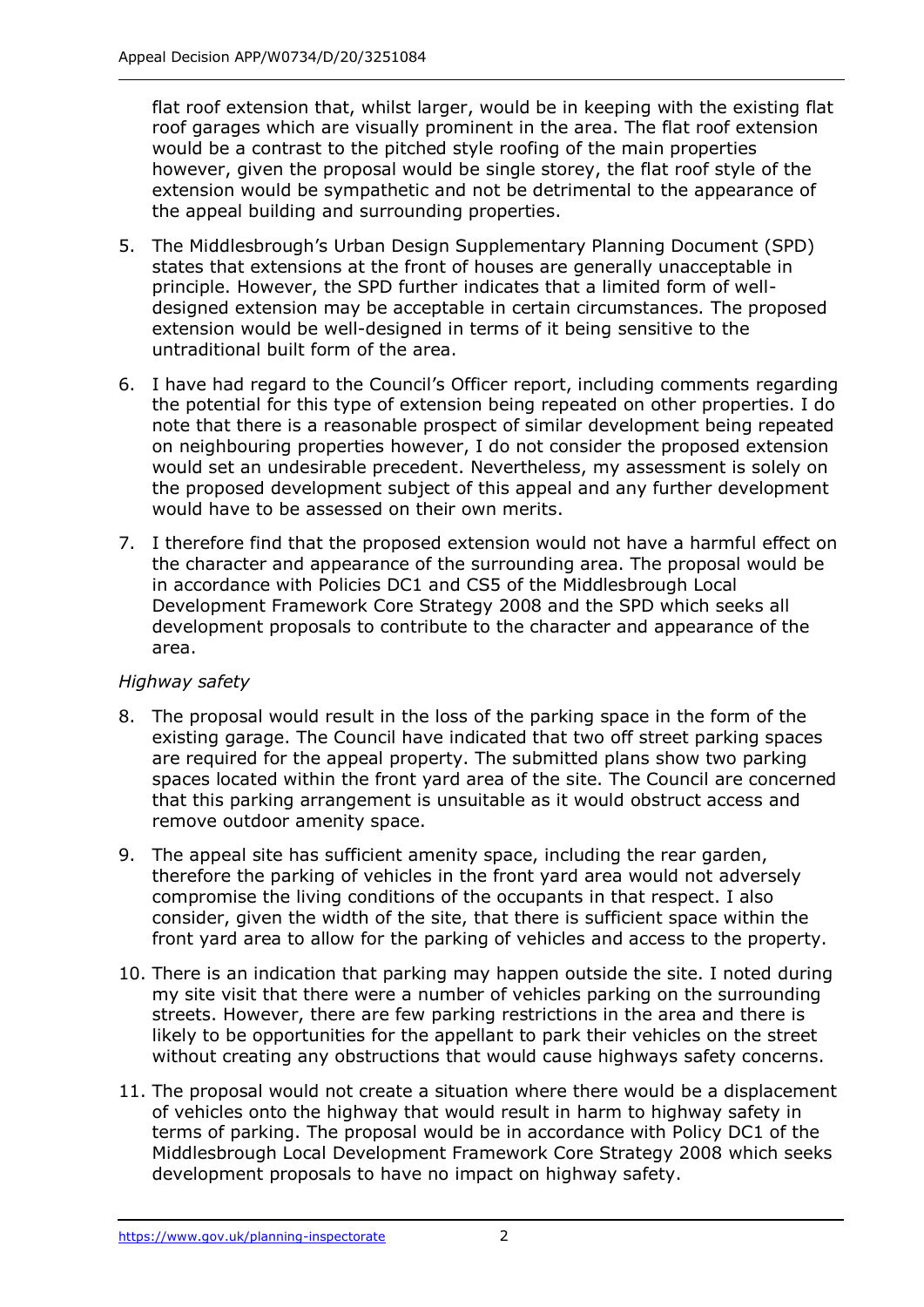flat roof extension that, whilst larger, would be in keeping with the existing flat roof garages which are visually prominent in the area. The flat roof extension would be a contrast to the pitched style roofing of the main properties however, given the proposal would be single storey, the flat roof style of the extension would be sympathetic and not be detrimental to the appearance of the appeal building and surrounding properties.

5. The Middlesbrough's Urban Design Supplementary Planning Document (SPD) states that extensions at the front of houses are generally unacceptable in principle. However, the SPD further indicates that a limited form of well-designed extension may be acceptable in certain circumstances. The proposed extension would be well-designed in terms of it being sensitive to the untraditional built form of the area.

6. I have had regard to the Council's Officer report, including comments regarding the potential for this type of extension being repeated on other properties. I do note that there is a reasonable prospect of similar development being repeated on neighbouring properties however, I do not consider the proposed extension would set an undesirable precedent. Nevertheless, my assessment is solely on the proposed development subject of this appeal and any further development would have to be assessed on their own merits.

7. I therefore find that the proposed extension would not have a harmful effect on the character and appearance of the surrounding area. The proposal would be in accordance with Policies DC1 and CS5 of the Middlesbrough Local Development Framework Core Strategy 2008 and the SPD which seeks all development proposals to contribute to the character and appearance of the area.

*Highway safety*

8. The proposal would result in the loss of the parking space in the form of the existing garage. The Council have indicated that two off street parking spaces are required for the appeal property. The submitted plans show two parking spaces located within the front yard area of the site. The Council are concerned that this parking arrangement is unsuitable as it would obstruct access and remove outdoor amenity space.

9. The appeal site has sufficient amenity space, including the rear garden, therefore the parking of vehicles in the front yard area would not adversely compromise the living conditions of the occupants in that respect. I also consider, given the width of the site, that there is sufficient space within the front yard area to allow for the parking of vehicles and access to the property.

10. There is an indication that parking may happen outside the site. I noted during my site visit that there were a number of vehicles parking on the surrounding streets. However, there are few parking restrictions in the area and there is likely to be opportunities for the appellant to park their vehicles on the street without creating any obstructions that would cause highways safety concerns.

11. The proposal would not create a situation where there would be a displacement of vehicles onto the highway that would result in harm to highway safety in terms of parking. The proposal would be in accordance with Policy DC1 of the Middlesbrough Local Development Framework Core Strategy 2008 which seeks development proposals to have no impact on highway safety.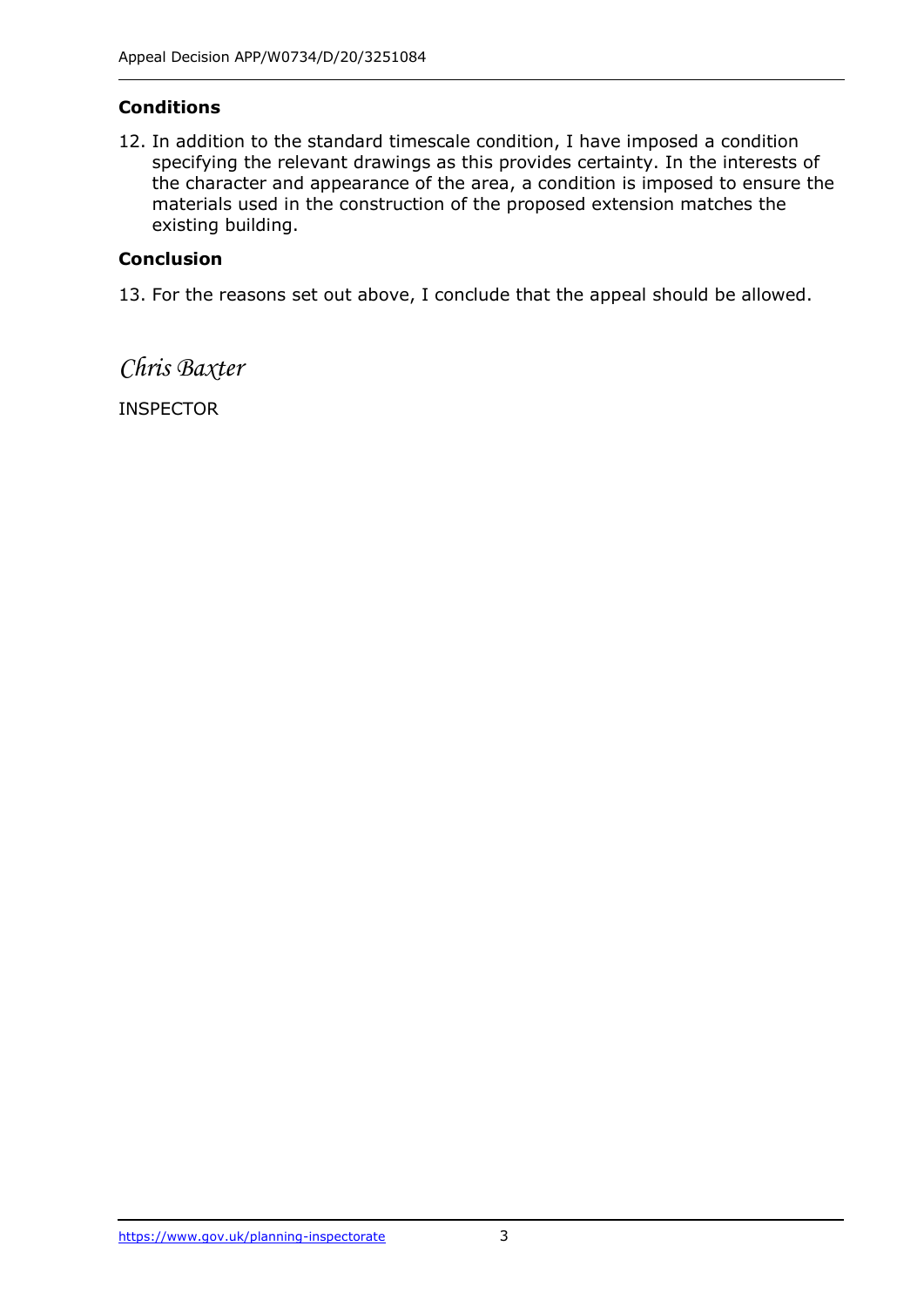**Conditions**

12. In addition to the standard timescale condition, I have imposed a condition specifying the relevant drawings as this provides certainty. In the interests of the character and appearance of the area, a condition is imposed to ensure the materials used in the construction of the proposed extension matches the existing building.

**Conclusion**

13. For the reasons set out above, I conclude that the appeal should be allowed.

*Chris Baxter*

INSPECTOR